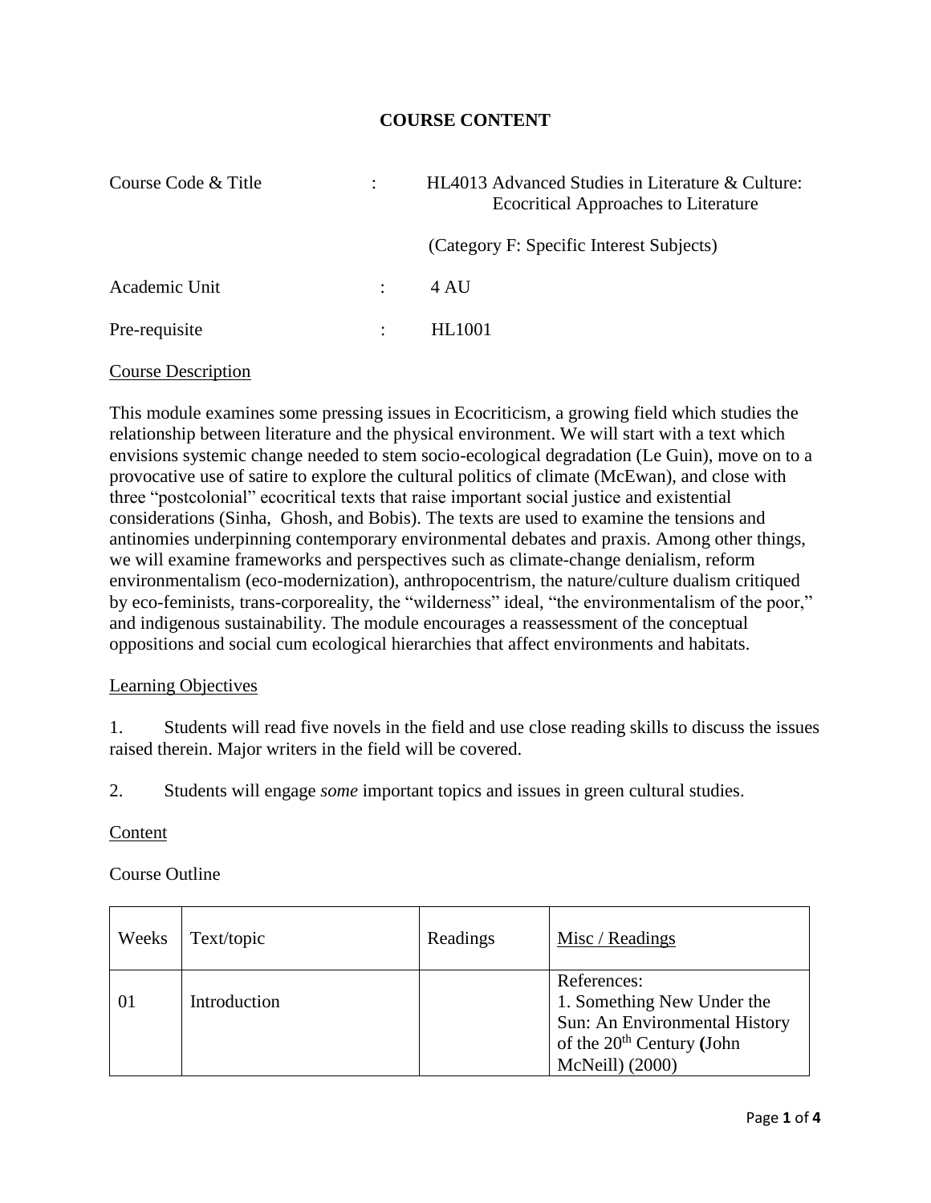# COURSE CONTENT

| | | |
|---|---|---|
| Course Code & Title | : | HL4013 Advanced Studies in Literature & Culture: Ecocritical Approaches to Literature<br><br>(Category F: Specific Interest Subjects) |
| Academic Unit | : | 4 AU |
| Pre-requisite | : | HL1001 |

## Course Description

This module examines some pressing issues in Ecocriticism, a growing field which studies the relationship between literature and the physical environment. We will start with a text which envisions systemic change needed to stem socio-ecological degradation (Le Guin), move on to a provocative use of satire to explore the cultural politics of climate (McEwan), and close with three "postcolonial" ecocritical texts that raise important social justice and existential considerations (Sinha, Ghosh, and Bobis). The texts are used to examine the tensions and antinomies underpinning contemporary environmental debates and praxis. Among other things, we will examine frameworks and perspectives such as climate-change denialism, reform environmentalism (eco-modernization), anthropocentrism, the nature/culture dualism critiqued by eco-feminists, trans-corporeality, the "wilderness" ideal, "the environmentalism of the poor," and indigenous sustainability. The module encourages a reassessment of the conceptual oppositions and social cum ecological hierarchies that affect environments and habitats.

## Learning Objectives

1. Students will read five novels in the field and use close reading skills to discuss the issues raised therein. Major writers in the field will be covered.

2. Students will engage *some* important topics and issues in green cultural studies.

## Content

Course Outline

| Weeks | Text/topic | Readings | Misc / Readings |
|---|---|---|---|
| 01 | Introduction | | References:<br>1. Something New Under the Sun: An Environmental History of the 20th Century **(**John McNeill) (2000) |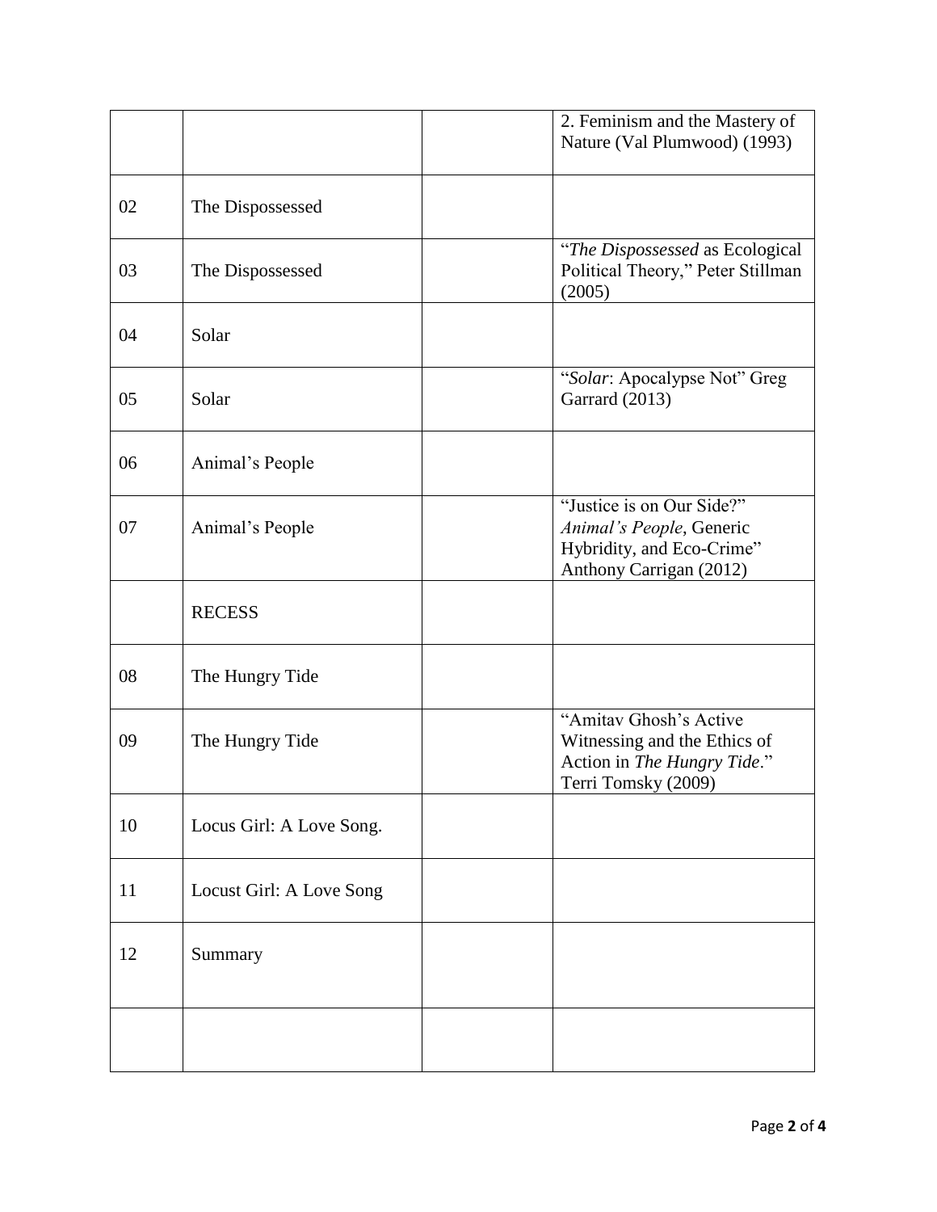| | | | |
|---|---|---|---|
| | | | 2. Feminism and the Mastery of Nature (Val Plumwood) (1993) |
| 02 | The Dispossessed | | |
| 03 | The Dispossessed | | "*The Dispossessed* as Ecological Political Theory," Peter Stillman (2005) |
| 04 | Solar | | |
| 05 | Solar | | "*Solar*: Apocalypse Not" Greg Garrard (2013) |
| 06 | Animal's People | | |
| 07 | Animal's People | | "Justice is on Our Side?" *Animal's People*, Generic Hybridity, and Eco-Crime" Anthony Carrigan (2012) |
| | RECESS | | |
| 08 | The Hungry Tide | | |
| 09 | The Hungry Tide | | "Amitav Ghosh's Active Witnessing and the Ethics of Action in *The Hungry Tide*." Terri Tomsky (2009) |
| 10 | Locus Girl: A Love Song. | | |
| 11 | Locust Girl: A Love Song | | |
| 12 | Summary | | |
| | | | |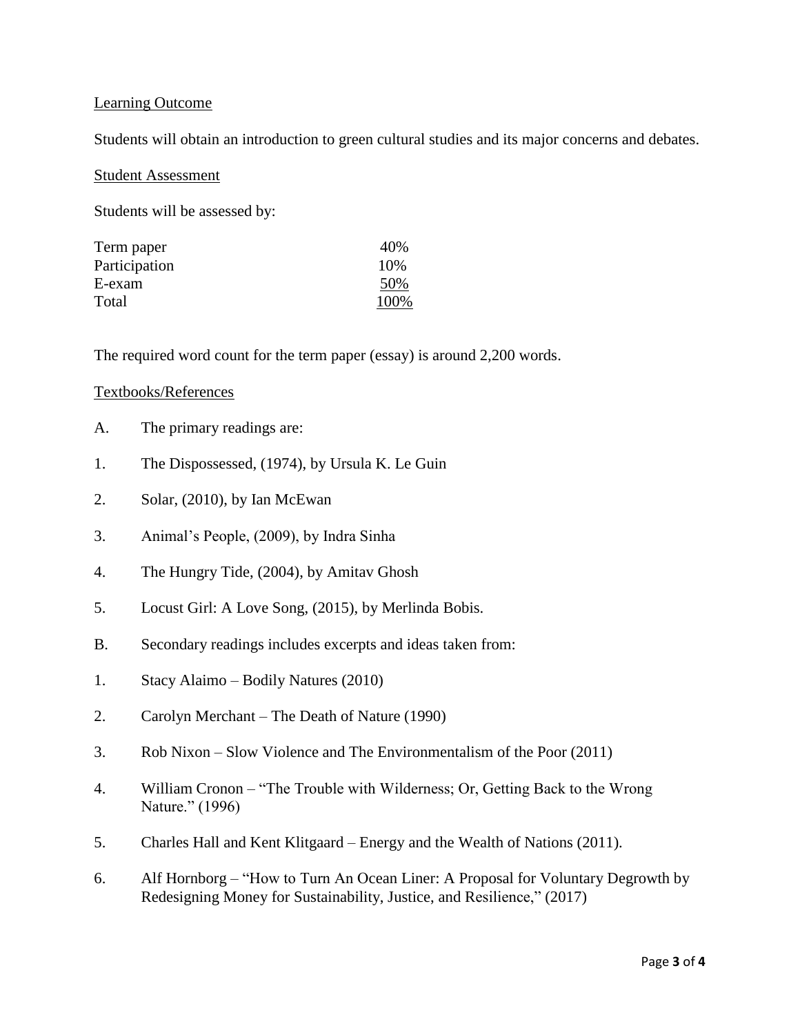<u>Learning Outcome</u>

Students will obtain an introduction to green cultural studies and its major concerns and debates.

<u>Student Assessment</u>

Students will be assessed by:

| | |
|---|---|
| Term paper | 40% |
| Participation | 10% |
| E-exam | 50% |
| Total | 100% |

The required word count for the term paper (essay) is around 2,200 words.

<u>Textbooks/References</u>

A. The primary readings are:

1. The Dispossessed, (1974), by Ursula K. Le Guin
2. Solar, (2010), by Ian McEwan
3. Animal's People, (2009), by Indra Sinha
4. The Hungry Tide, (2004), by Amitav Ghosh
5. Locust Girl: A Love Song, (2015), by Merlinda Bobis.

B. Secondary readings includes excerpts and ideas taken from:

1. Stacy Alaimo – Bodily Natures (2010)
2. Carolyn Merchant – The Death of Nature (1990)
3. Rob Nixon – Slow Violence and The Environmentalism of the Poor (2011)
4. William Cronon – "The Trouble with Wilderness; Or, Getting Back to the Wrong Nature." (1996)
5. Charles Hall and Kent Klitgaard – Energy and the Wealth of Nations (2011).
6. Alf Hornborg – "How to Turn An Ocean Liner: A Proposal for Voluntary Degrowth by Redesigning Money for Sustainability, Justice, and Resilience," (2017)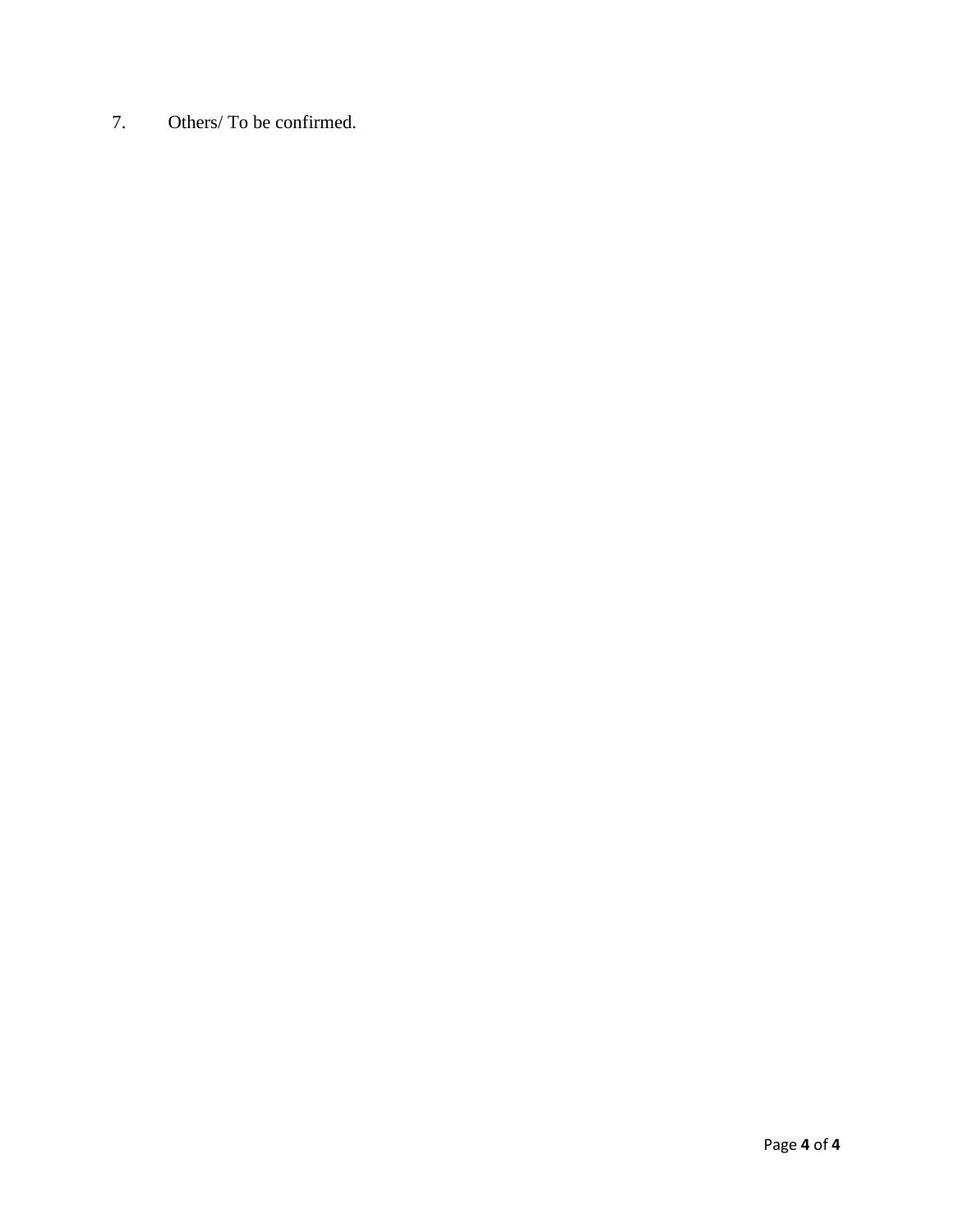7. Others/ To be confirmed.